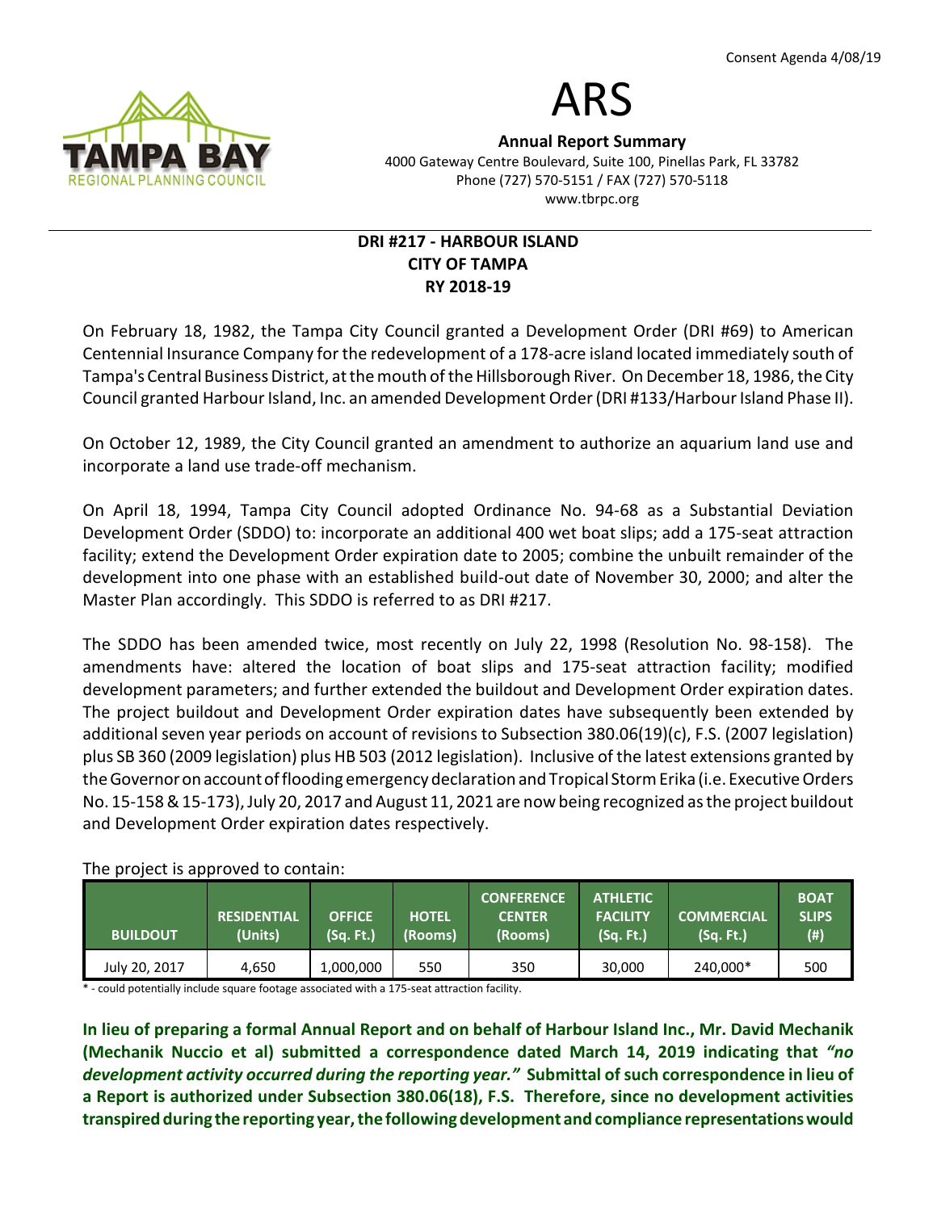Consent Agenda 4/08/19

# ARS

**Annual Report Summary**
4000 Gateway Centre Boulevard, Suite 100, Pinellas Park, FL 33782
Phone (727) 570-5151 / FAX (727) 570-5118
www.tbrpc.org

## DRI #217 - HARBOUR ISLAND
## CITY OF TAMPA
## RY 2018-19

On February 18, 1982, the Tampa City Council granted a Development Order (DRI #69) to American Centennial Insurance Company for the redevelopment of a 178-acre island located immediately south of Tampa's Central Business District, at the mouth of the Hillsborough River. On December 18, 1986, the City Council granted Harbour Island, Inc. an amended Development Order (DRI #133/Harbour Island Phase II).

On October 12, 1989, the City Council granted an amendment to authorize an aquarium land use and incorporate a land use trade-off mechanism.

On April 18, 1994, Tampa City Council adopted Ordinance No. 94-68 as a Substantial Deviation Development Order (SDDO) to: incorporate an additional 400 wet boat slips; add a 175-seat attraction facility; extend the Development Order expiration date to 2005; combine the unbuilt remainder of the development into one phase with an established build-out date of November 30, 2000; and alter the Master Plan accordingly. This SDDO is referred to as DRI #217.

The SDDO has been amended twice, most recently on July 22, 1998 (Resolution No. 98-158). The amendments have: altered the location of boat slips and 175-seat attraction facility; modified development parameters; and further extended the buildout and Development Order expiration dates. The project buildout and Development Order expiration dates have subsequently been extended by additional seven year periods on account of revisions to Subsection 380.06(19)(c), F.S. (2007 legislation) plus SB 360 (2009 legislation) plus HB 503 (2012 legislation). Inclusive of the latest extensions granted by the Governor on account of flooding emergency declaration and Tropical Storm Erika (i.e. Executive Orders No. 15-158 & 15-173), July 20, 2017 and August 11, 2021 are now being recognized as the project buildout and Development Order expiration dates respectively.

The project is approved to contain:

| BUILDOUT | RESIDENTIAL (Units) | OFFICE (Sq. Ft.) | HOTEL (Rooms) | CONFERENCE CENTER (Rooms) | ATHLETIC FACILITY (Sq. Ft.) | COMMERCIAL (Sq. Ft.) | BOAT SLIPS (#) |
|---|---|---|---|---|---|---|---|
| July 20, 2017 | 4,650 | 1,000,000 | 550 | 350 | 30,000 | 240,000* | 500 |

\* - could potentially include square footage associated with a 175-seat attraction facility.

**In lieu of preparing a formal Annual Report and on behalf of Harbour Island Inc., Mr. David Mechanik (Mechanik Nuccio et al) submitted a correspondence dated March 14, 2019 indicating that *"no development activity occurred during the reporting year."* Submittal of such correspondence in lieu of a Report is authorized under Subsection 380.06(18), F.S. Therefore, since no development activities transpired during the reporting year, the following development and compliance representations would**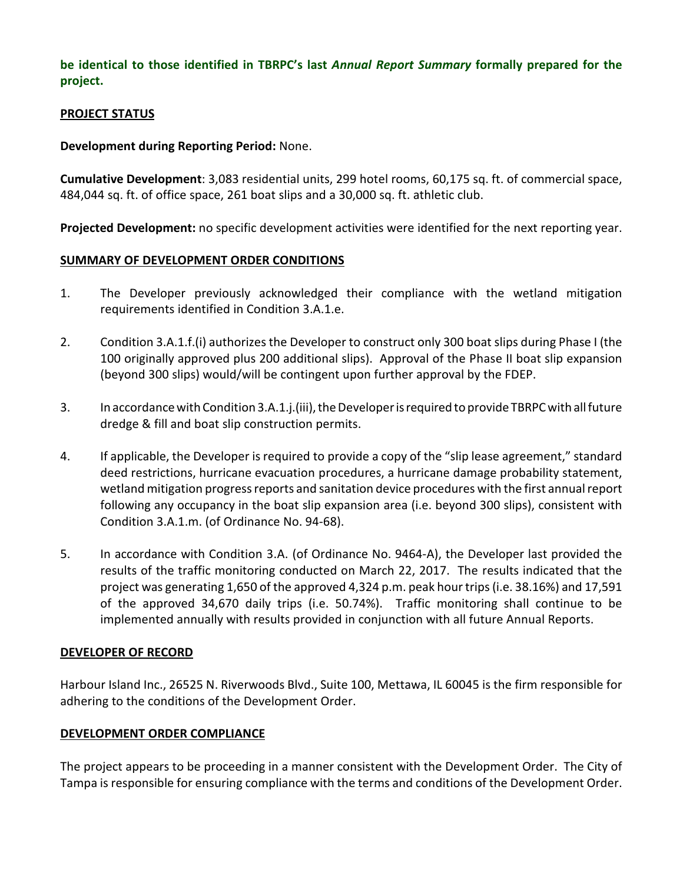**be identical to those identified in TBRPC's last *Annual Report Summary* formally prepared for the project.**

**PROJECT STATUS**

**Development during Reporting Period:** None.

**Cumulative Development**: 3,083 residential units, 299 hotel rooms, 60,175 sq. ft. of commercial space, 484,044 sq. ft. of office space, 261 boat slips and a 30,000 sq. ft. athletic club.

**Projected Development:** no specific development activities were identified for the next reporting year.

**SUMMARY OF DEVELOPMENT ORDER CONDITIONS**

1. The Developer previously acknowledged their compliance with the wetland mitigation requirements identified in Condition 3.A.1.e.

2. Condition 3.A.1.f.(i) authorizes the Developer to construct only 300 boat slips during Phase I (the 100 originally approved plus 200 additional slips). Approval of the Phase II boat slip expansion (beyond 300 slips) would/will be contingent upon further approval by the FDEP.

3. In accordance with Condition 3.A.1.j.(iii), the Developer is required to provide TBRPC with all future dredge & fill and boat slip construction permits.

4. If applicable, the Developer is required to provide a copy of the "slip lease agreement," standard deed restrictions, hurricane evacuation procedures, a hurricane damage probability statement, wetland mitigation progress reports and sanitation device procedures with the first annual report following any occupancy in the boat slip expansion area (i.e. beyond 300 slips), consistent with Condition 3.A.1.m. (of Ordinance No. 94-68).

5. In accordance with Condition 3.A. (of Ordinance No. 9464-A), the Developer last provided the results of the traffic monitoring conducted on March 22, 2017. The results indicated that the project was generating 1,650 of the approved 4,324 p.m. peak hour trips (i.e. 38.16%) and 17,591 of the approved 34,670 daily trips (i.e. 50.74%). Traffic monitoring shall continue to be implemented annually with results provided in conjunction with all future Annual Reports.

**DEVELOPER OF RECORD**

Harbour Island Inc., 26525 N. Riverwoods Blvd., Suite 100, Mettawa, IL 60045 is the firm responsible for adhering to the conditions of the Development Order.

**DEVELOPMENT ORDER COMPLIANCE**

The project appears to be proceeding in a manner consistent with the Development Order. The City of Tampa is responsible for ensuring compliance with the terms and conditions of the Development Order.